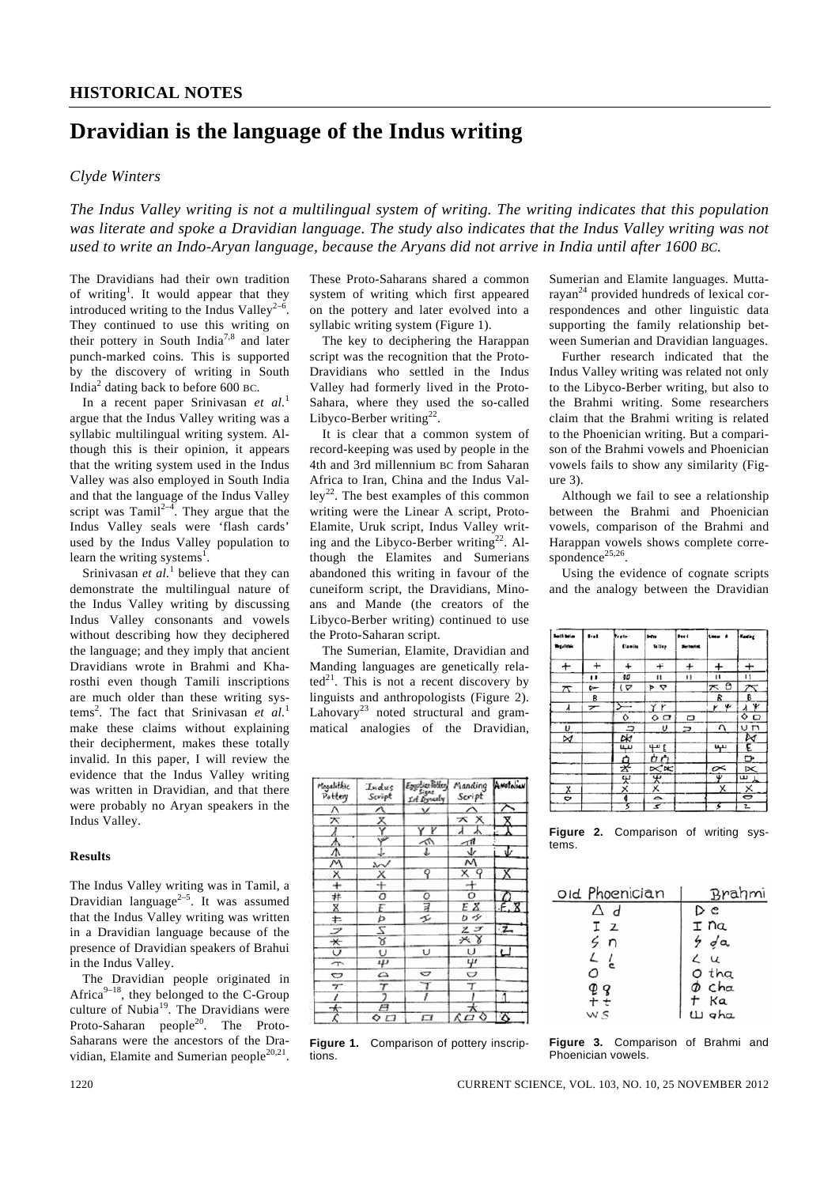## HISTORICAL NOTES

# Dravidian is the language of the Indus writing

*Clyde Winters*

*The Indus Valley writing is not a multilingual system of writing. The writing indicates that this population was literate and spoke a Dravidian language. The study also indicates that the Indus Valley writing was not used to write an Indo-Aryan language, because the Aryans did not arrive in India until after 1600 BC.*

The Dravidians had their own tradition of writing[1]. It would appear that they introduced writing to the Indus Valley[2–6]. They continued to use this writing on their pottery in South India[7,8] and later punch-marked coins. This is supported by the discovery of writing in South India[2] dating back to before 600 BC.

In a recent paper Srinivasan *et al.*[1] argue that the Indus Valley writing was a syllabic multilingual writing system. Although this is their opinion, it appears that the writing system used in the Indus Valley was also employed in South India and that the language of the Indus Valley script was Tamil[2–4]. They argue that the Indus Valley seals were 'flash cards' used by the Indus Valley population to learn the writing systems[1].

Srinivasan *et al.*[1] believe that they can demonstrate the multilingual nature of the Indus Valley writing by discussing Indus Valley consonants and vowels without describing how they deciphered the language; and they imply that ancient Dravidians wrote in Brahmi and Kharosthi even though Tamili inscriptions are much older than these writing systems[2]. The fact that Srinivasan *et al.*[1] make these claims without explaining their decipherment, makes these totally invalid. In this paper, I will review the evidence that the Indus Valley writing was written in Dravidian, and that there were probably no Aryan speakers in the Indus Valley.

### Results

The Indus Valley writing was in Tamil, a Dravidian language[2–5]. It was assumed that the Indus Valley writing was written in a Dravidian language because of the presence of Dravidian speakers of Brahui in the Indus Valley.

The Dravidian people originated in Africa[9–18], they belonged to the C-Group culture of Nubia[19]. The Dravidians were Proto-Saharan people[20]. The Proto-Saharans were the ancestors of the Dravidian, Elamite and Sumerian people[20,21]. These Proto-Saharans shared a common system of writing which first appeared on the pottery and later evolved into a syllabic writing system (Figure 1).

The key to deciphering the Harappan script was the recognition that the Proto-Dravidians who settled in the Indus Valley had formerly lived in the Proto-Sahara, where they used the so-called Libyco-Berber writing[22].

It is clear that a common system of record-keeping was used by people in the 4th and 3rd millennium BC from Saharan Africa to Iran, China and the Indus Valley[22]. The best examples of this common writing were the Linear A script, Proto-Elamite, Uruk script, Indus Valley writing and the Libyco-Berber writing[22]. Although the Elamites and Sumerians abandoned this writing in favour of the cuneiform script, the Dravidians, Minoans and Mande (the creators of the Libyco-Berber writing) continued to use the Proto-Saharan script.

The Sumerian, Elamite, Dravidian and Manding languages are genetically related[21]. This is not a recent discovery by linguists and anthropologists (Figure 2). Lahovary[23] noted structural and grammatical analogies of the Dravidian, Sumerian and Elamite languages. Muttarayan[24] provided hundreds of lexical correspondences and other linguistic data supporting the family relationship between Sumerian and Dravidian languages.

Further research indicated that the Indus Valley writing was related not only to the Libyco-Berber writing, but also to the Brahmi writing. Some researchers claim that the Brahmi writing is related to the Phoenician writing. But a comparison of the Brahmi vowels and Phoenician vowels fails to show any similarity (Figure 3).

Although we fail to see a relationship between the Brahmi and Phoenician vowels, comparison of the Brahmi and Harappan vowels shows complete correspondence[25,26].

Using the evidence of cognate scripts and the analogy between the Dravidian

**Figure 1.** Comparison of pottery inscriptions.

**Figure 2.** Comparison of writing systems.

**Figure 3.** Comparison of Brahmi and Phoenician vowels.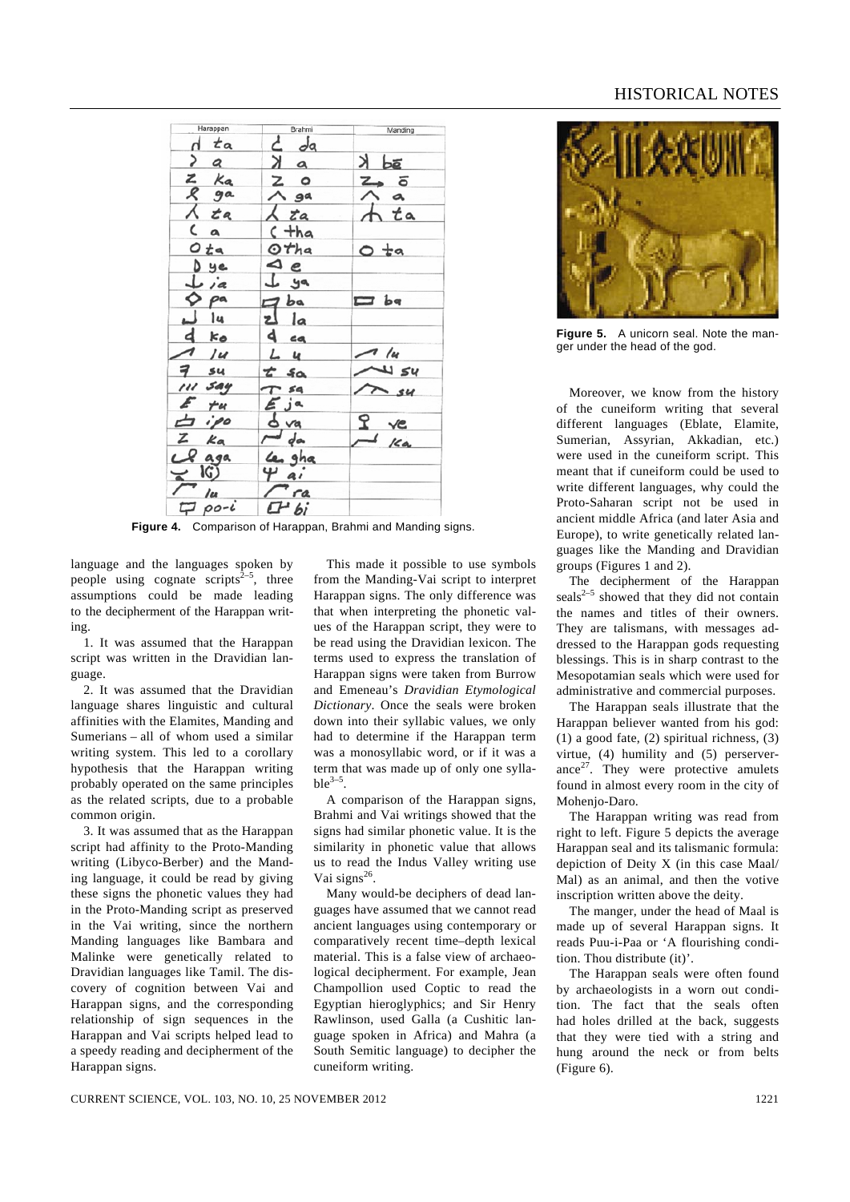**Figure 4.** Comparison of Harappan, Brahmi and Manding signs.

**Figure 5.** A unicorn seal. Note the manger under the head of the god.

language and the languages spoken by people using cognate scripts[2–5], three assumptions could be made leading to the decipherment of the Harappan writing.

1. It was assumed that the Harappan script was written in the Dravidian language.

2. It was assumed that the Dravidian language shares linguistic and cultural affinities with the Elamites, Manding and Sumerians – all of whom used a similar writing system. This led to a corollary hypothesis that the Harappan writing probably operated on the same principles as the related scripts, due to a probable common origin.

3. It was assumed that as the Harappan script had affinity to the Proto-Manding writing (Libyco-Berber) and the Manding language, it could be read by giving these signs the phonetic values they had in the Proto-Manding script as preserved in the Vai writing, since the northern Manding languages like Bambara and Malinke were genetically related to Dravidian languages like Tamil. The discovery of cognition between Vai and Harappan signs, and the corresponding relationship of sign sequences in the Harappan and Vai scripts helped lead to a speedy reading and decipherment of the Harappan signs.

This made it possible to use symbols from the Manding-Vai script to interpret Harappan signs. The only difference was that when interpreting the phonetic values of the Harappan script, they were to be read using the Dravidian lexicon. The terms used to express the translation of Harappan signs were taken from Burrow and Emeneau's *Dravidian Etymological Dictionary*. Once the seals were broken down into their syllabic values, we only had to determine if the Harappan term was a monosyllabic word, or if it was a term that was made up of only one syllable[3–5].

A comparison of the Harappan signs, Brahmi and Vai writings showed that the signs had similar phonetic value. It is the similarity in phonetic value that allows us to read the Indus Valley writing use Vai signs[26].

Many would-be deciphers of dead languages have assumed that we cannot read ancient languages using contemporary or comparatively recent time–depth lexical material. This is a false view of archaeological decipherment. For example, Jean Champollion used Coptic to read the Egyptian hieroglyphics; and Sir Henry Rawlinson, used Galla (a Cushitic language spoken in Africa) and Mahra (a South Semitic language) to decipher the cuneiform writing.

Moreover, we know from the history of the cuneiform writing that several different languages (Eblate, Elamite, Sumerian, Assyrian, Akkadian, etc.) were used in the cuneiform script. This meant that if cuneiform could be used to write different languages, why could the Proto-Saharan script not be used in ancient middle Africa (and later Asia and Europe), to write genetically related languages like the Manding and Dravidian groups (Figures 1 and 2).

The decipherment of the Harappan seals[2–5] showed that they did not contain the names and titles of their owners. They are talismans, with messages addressed to the Harappan gods requesting blessings. This is in sharp contrast to the Mesopotamian seals which were used for administrative and commercial purposes.

The Harappan seals illustrate that the Harappan believer wanted from his god: (1) a good fate, (2) spiritual richness, (3) virtue, (4) humility and (5) perserverance[27]. They were protective amulets found in almost every room in the city of Mohenjo-Daro.

The Harappan writing was read from right to left. Figure 5 depicts the average Harappan seal and its talismanic formula: depiction of Deity X (in this case Maal/Mal) as an animal, and then the votive inscription written above the deity.

The manger, under the head of Maal is made up of several Harappan signs. It reads Puu-i-Paa or 'A flourishing condition. Thou distribute (it)'.

The Harappan seals were often found by archaeologists in a worn out condition. The fact that the seals often had holes drilled at the back, suggests that they were tied with a string and hung around the neck or from belts (Figure 6).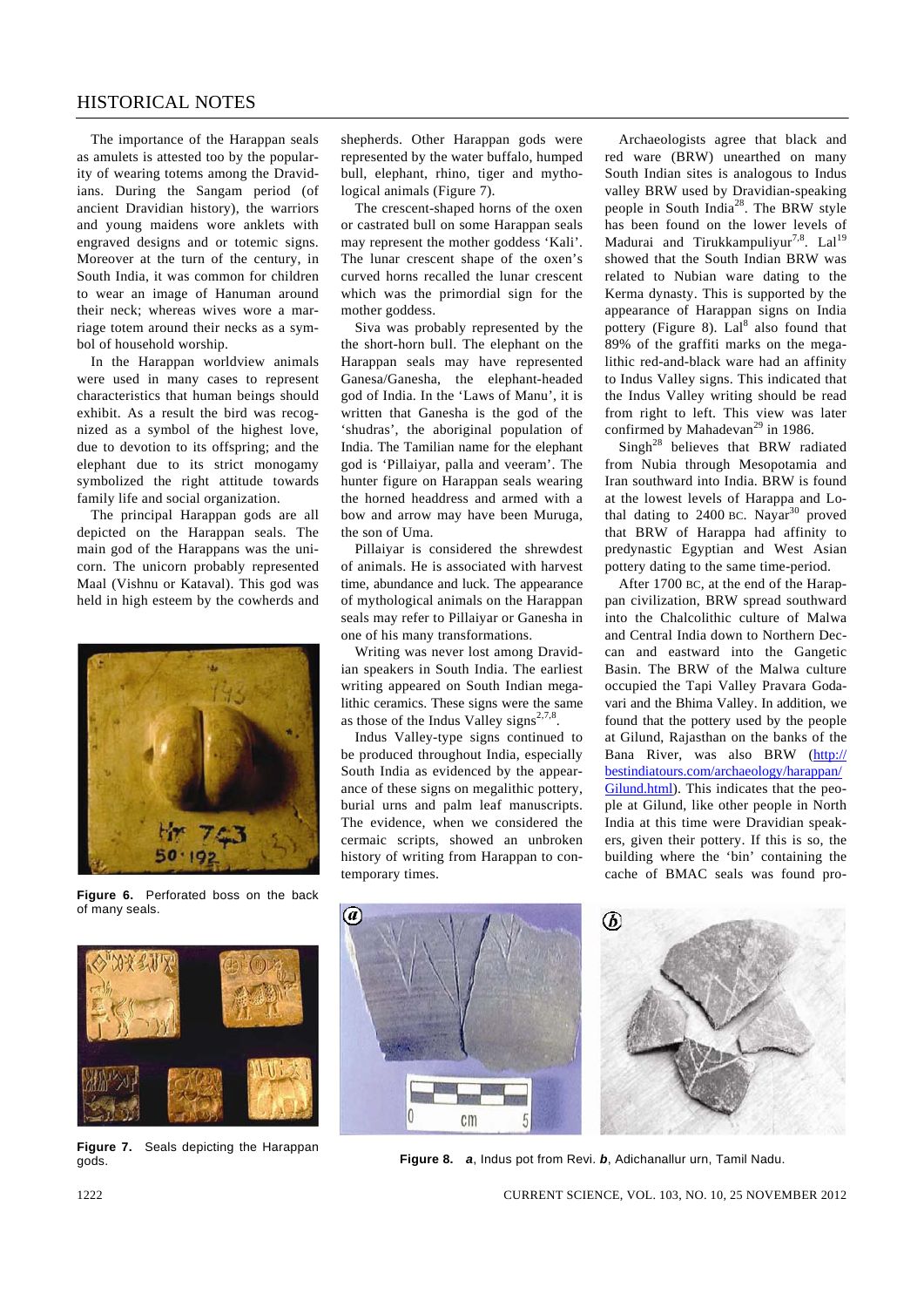The importance of the Harappan seals as amulets is attested too by the popularity of wearing totems among the Dravidians. During the Sangam period (of ancient Dravidian history), the warriors and young maidens wore anklets with engraved designs and or totemic signs. Moreover at the turn of the century, in South India, it was common for children to wear an image of Hanuman around their neck; whereas wives wore a marriage totem around their necks as a symbol of household worship.

In the Harappan worldview animals were used in many cases to represent characteristics that human beings should exhibit. As a result the bird was recognized as a symbol of the highest love, due to devotion to its offspring; and the elephant due to its strict monogamy symbolized the right attitude towards family life and social organization.

The principal Harappan gods are all depicted on the Harappan seals. The main god of the Harappans was the unicorn. The unicorn probably represented Maal (Vishnu or Kataval). This god was held in high esteem by the cowherds and shepherds. Other Harappan gods were represented by the water buffalo, humped bull, elephant, rhino, tiger and mythological animals (Figure 7).

The crescent-shaped horns of the oxen or castrated bull on some Harappan seals may represent the mother goddess 'Kali'. The lunar crescent shape of the oxen's curved horns recalled the lunar crescent which was the primordial sign for the mother goddess.

Siva was probably represented by the the short-horn bull. The elephant on the Harappan seals may have represented Ganesa/Ganesha, the elephant-headed god of India. In the 'Laws of Manu', it is written that Ganesha is the god of the 'shudras', the aboriginal population of India. The Tamilian name for the elephant god is 'Pillaiyar, palla and veeram'. The hunter figure on Harappan seals wearing the horned headdress and armed with a bow and arrow may have been Muruga, the son of Uma.

Pillaiyar is considered the shrewdest of animals. He is associated with harvest time, abundance and luck. The appearance of mythological animals on the Harappan seals may refer to Pillaiyar or Ganesha in one of his many transformations.

Writing was never lost among Dravidian speakers in South India. The earliest writing appeared on South Indian megalithic ceramics. These signs were the same as those of the Indus Valley signs[2,7,8].

Indus Valley-type signs continued to be produced throughout India, especially South India as evidenced by the appearance of these signs on megalithic pottery, burial urns and palm leaf manuscripts. The evidence, when we considered the cermaic scripts, showed an unbroken history of writing from Harappan to contemporary times.

Archaeologists agree that black and red ware (BRW) unearthed on many South Indian sites is analogous to Indus valley BRW used by Dravidian-speaking people in South India[28]. The BRW style has been found on the lower levels of Madurai and Tirukkampuliyur[7,8]. Lal[19] showed that the South Indian BRW was related to Nubian ware dating to the Kerma dynasty. This is supported by the appearance of Harappan signs on India pottery (Figure 8). Lal[8] also found that 89% of the graffiti marks on the megalithic red-and-black ware had an affinity to Indus Valley signs. This indicated that the Indus Valley writing should be read from right to left. This view was later confirmed by Mahadevan[29] in 1986.

Singh[28] believes that BRW radiated from Nubia through Mesopotamia and Iran southward into India. BRW is found at the lowest levels of Harappa and Lothal dating to 2400 BC. Nayar[30] proved that BRW of Harappa had affinity to predynastic Egyptian and West Asian pottery dating to the same time-period.

After 1700 BC, at the end of the Harappan civilization, BRW spread southward into the Chalcolithic culture of Malwa and Central India down to Northern Deccan and eastward into the Gangetic Basin. The BRW of the Malwa culture occupied the Tapi Valley Pravara Godavari and the Bhima Valley. In addition, we found that the pottery used by the people at Gilund, Rajasthan on the banks of the Bana River, was also BRW (http://bestindiatours.com/archaeology/harappan/Gilund.html). This indicates that the people at Gilund, like other people in North India at this time were Dravidian speakers, given their pottery. If this is so, the building where the 'bin' containing the cache of BMAC seals was found pro-

**Figure 6.** Perforated boss on the back of many seals.

**Figure 7.** Seals depicting the Harappan gods.

**Figure 8.** ***a***, Indus pot from Revi. ***b***, Adichanallur urn, Tamil Nadu.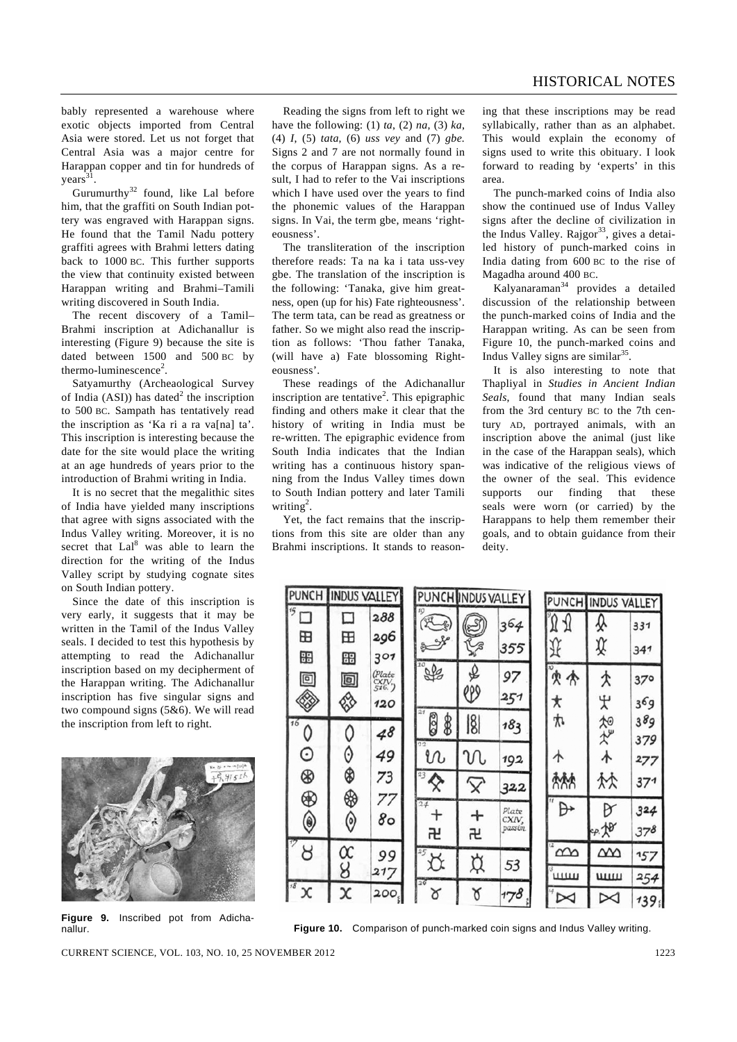bably represented a warehouse where exotic objects imported from Central Asia were stored. Let us not forget that Central Asia was a major centre for Harappan copper and tin for hundreds of years[31].

Gurumurthy[32] found, like Lal before him, that the graffiti on South Indian pottery was engraved with Harappan signs. He found that the Tamil Nadu pottery graffiti agrees with Brahmi letters dating back to 1000 BC. This further supports the view that continuity existed between Harappan writing and Brahmi–Tamili writing discovered in South India.

The recent discovery of a Tamil–Brahmi inscription at Adichanallur is interesting (Figure 9) because the site is dated between 1500 and 500 BC by thermo-luminescence[2].

Satyamurthy (Archeological Survey of India (ASI)) has dated[2] the inscription to 500 BC. Sampath has tentatively read the inscription as 'Ka ri a ra va[na] ta'. This inscription is interesting because the date for the site would place the writing at an age hundreds of years prior to the introduction of Brahmi writing in India.

It is no secret that the megalithic sites of India have yielded many inscriptions that agree with signs associated with the Indus Valley writing. Moreover, it is no secret that Lal[8] was able to learn the direction for the writing of the Indus Valley script by studying cognate sites on South Indian pottery.

Since the date of this inscription is very early, it suggests that it may be written in the Tamil of the Indus Valley seals. I decided to test this hypothesis by attempting to read the Adichanallur inscription based on my decipherment of the Harappan writing. The Adichanallur inscription has five singular signs and two compound signs (5&6). We will read the inscription from left to right.

**Figure 9.** Inscribed pot from Adichanallur.

Reading the signs from left to right we have the following: (1) *ta*, (2) *na*, (3) *ka*, (4) *I*, (5) *tata*, (6) *uss vey* and (7) *gbe*. Signs 2 and 7 are not normally found in the corpus of Harappan signs. As a result, I had to refer to the Vai inscriptions which I have used over the years to find the phonemic values of the Harappan signs. In Vai, the term gbe, means 'righteousness'.

The transliteration of the inscription therefore reads: Ta na ka i tata uss-vey gbe. The translation of the inscription is the following: 'Tanaka, give him greatness, open (up for his) Fate righteousness'. The term tata, can be read as greatness or father. So we might also read the inscription as follows: 'Thou father Tanaka, (will have a) Fate blossoming Righteousness'.

These readings of the Adichanallur inscription are tentative[2]. This epigraphic finding and others make it clear that the history of writing in India must be re-written. The epigraphic evidence from South India indicates that the Indian writing has a continuous history spanning from the Indus Valley times down to South Indian pottery and later Tamili writing[2].

Yet, the fact remains that the inscriptions from this site are older than any Brahmi inscriptions. It stands to reasoning that these inscriptions may be read syllabically, rather than as an alphabet. This would explain the economy of signs used to write this obituary. I look forward to reading by 'experts' in this area.

The punch-marked coins of India also show the continued use of Indus Valley signs after the decline of civilization in the Indus Valley. Rajgor[33], gives a detailed history of punch-marked coins in India dating from 600 BC to the rise of Magadha around 400 BC.

Kalyanaraman[34] provides a detailed discussion of the relationship between the punch-marked coins of India and the Harappan writing. As can be seen from Figure 10, the punch-marked coins and Indus Valley signs are similar[35].

It is also interesting to note that Thapliyal in *Studies in Ancient Indian Seals*, found that many Indian seals from the 3rd century BC to the 7th century AD, portrayed animals, with an inscription above the animal (just like in the case of the Harappan seals), which was indicative of the religious views of the owner of the seal. This evidence supports our finding that these seals were worn (or carried) by the Harappans to help them remember their goals, and to obtain guidance from their deity.

**Figure 10.** Comparison of punch-marked coin signs and Indus Valley writing.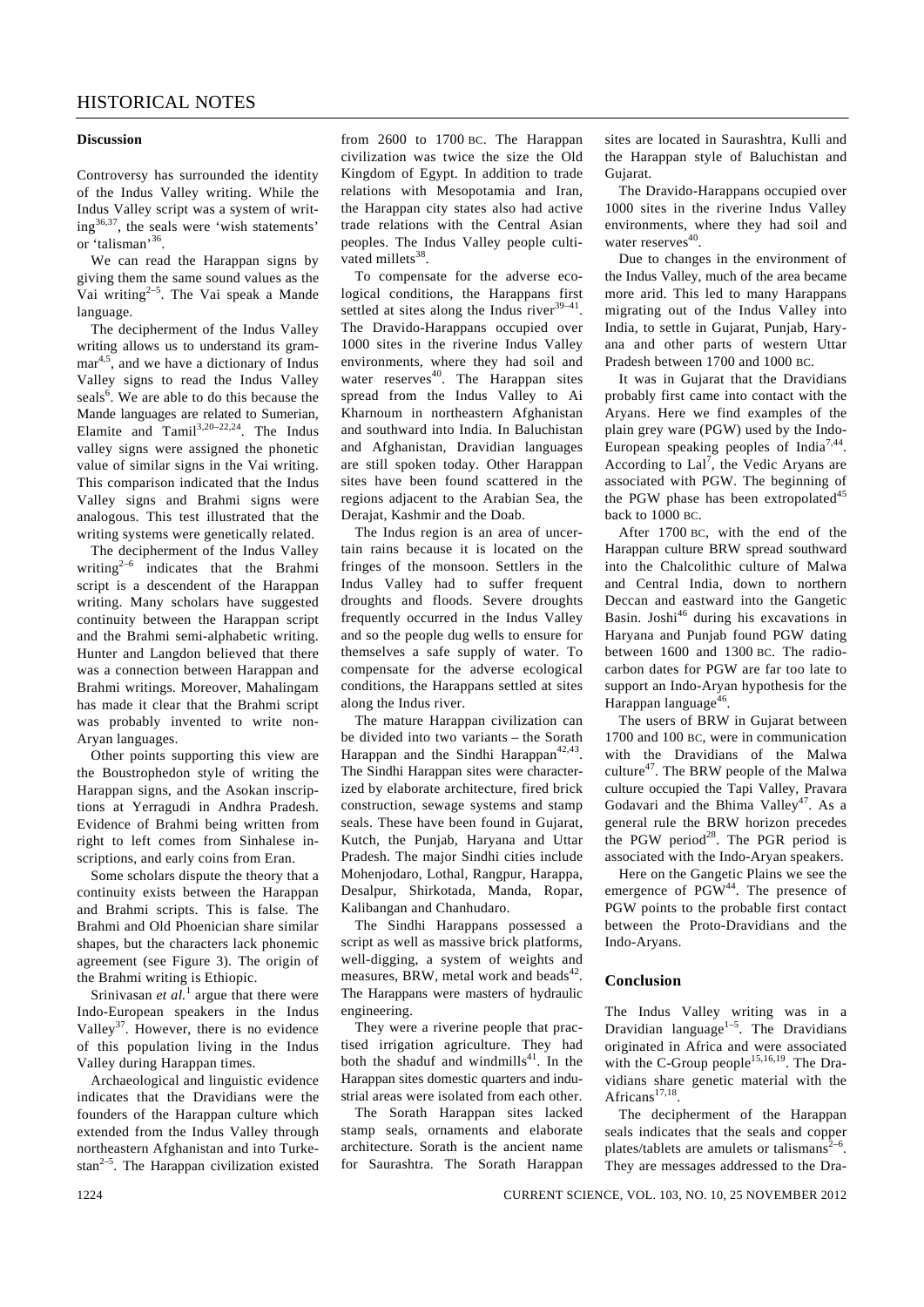## Discussion

Controversy has surrounded the identity of the Indus Valley writing. While the Indus Valley script was a system of writing[36,37], the seals were 'wish statements' or 'talisman'[36].

We can read the Harappan signs by giving them the same sound values as the Vai writing[2–5]. The Vai speak a Mande language.

The decipherment of the Indus Valley writing allows us to understand its grammar[4,5], and we have a dictionary of Indus Valley signs to read the Indus Valley seals[6]. We are able to do this because the Mande languages are related to Sumerian, Elamite and Tamil[3,20–22,24]. The Indus valley signs were assigned the phonetic value of similar signs in the Vai writing. This comparison indicated that the Indus Valley signs and Brahmi signs were analogous. This test illustrated that the writing systems were genetically related.

The decipherment of the Indus Valley writing[2–6] indicates that the Brahmi script is a descendent of the Harappan writing. Many scholars have suggested continuity between the Harappan script and the Brahmi semi-alphabetic writing. Hunter and Langdon believed that there was a connection between Harappan and Brahmi writings. Moreover, Mahalingam has made it clear that the Brahmi script was probably invented to write non-Aryan languages.

Other points supporting this view are the Boustrophedon style of writing the Harappan signs, and the Asokan inscriptions at Yerragudi in Andhra Pradesh. Evidence of Brahmi being written from right to left comes from Sinhalese inscriptions, and early coins from Eran.

Some scholars dispute the theory that a continuity exists between the Harappan and Brahmi scripts. This is false. The Brahmi and Old Phoenician share similar shapes, but the characters lack phonemic agreement (see Figure 3). The origin of the Brahmi writing is Ethiopic.

Srinivasan *et al.*[1] argue that there were Indo-European speakers in the Indus Valley[37]. However, there is no evidence of this population living in the Indus Valley during Harappan times.

Archaeological and linguistic evidence indicates that the Dravidians were the founders of the Harappan culture which extended from the Indus Valley through northeastern Afghanistan and into Turkestan[2–5]. The Harappan civilization existed from 2600 to 1700 BC. The Harappan civilization was twice the size the Old Kingdom of Egypt. In addition to trade relations with Mesopotamia and Iran, the Harappan city states also had active trade relations with the Central Asian peoples. The Indus Valley people cultivated millets[38].

To compensate for the adverse ecological conditions, the Harappans first settled at sites along the Indus river[39–41]. The Dravido-Harappans occupied over 1000 sites in the riverine Indus Valley environments, where they had soil and water reserves[40]. The Harappan sites spread from the Indus Valley to Ai Kharnoum in northeastern Afghanistan and southward into India. In Baluchistan and Afghanistan, Dravidian languages are still spoken today. Other Harappan sites have been found scattered in the regions adjacent to the Arabian Sea, the Derajat, Kashmir and the Doab.

The Indus region is an area of uncertain rains because it is located on the fringes of the monsoon. Settlers in the Indus Valley had to suffer frequent droughts and floods. Severe droughts frequently occurred in the Indus Valley and so the people dug wells to ensure for themselves a safe supply of water. To compensate for the adverse ecological conditions, the Harappans settled at sites along the Indus river.

The mature Harappan civilization can be divided into two variants – the Sorath Harappan and the Sindhi Harappan[42,43]. The Sindhi Harappan sites were characterized by elaborate architecture, fired brick construction, sewage systems and stamp seals. These have been found in Gujarat, Kutch, the Punjab, Haryana and Uttar Pradesh. The major Sindhi cities include Mohenjodaro, Lothal, Rangpur, Harappa, Desalpur, Shirkotada, Manda, Ropar, Kalibangan and Chanhudaro.

The Sindhi Harappans possessed a script as well as massive brick platforms, well-digging, a system of weights and measures, BRW, metal work and beads[42]. The Harappans were masters of hydraulic engineering.

They were a riverine people that practised irrigation agriculture. They had both the shaduf and windmills[41]. In the Harappan sites domestic quarters and industrial areas were isolated from each other.

The Sorath Harappan sites lacked stamp seals, ornaments and elaborate architecture. Sorath is the ancient name for Saurashtra. The Sorath Harappan sites are located in Saurashtra, Kulli and the Harappan style of Baluchistan and Gujarat.

The Dravido-Harappans occupied over 1000 sites in the riverine Indus Valley environments, where they had soil and water reserves[40].

Due to changes in the environment of the Indus Valley, much of the area became more arid. This led to many Harappans migrating out of the Indus Valley into India, to settle in Gujarat, Punjab, Haryana and other parts of western Uttar Pradesh between 1700 and 1000 BC.

It was in Gujarat that the Dravidians probably first came into contact with the Aryans. Here we find examples of the plain grey ware (PGW) used by the Indo-European speaking peoples of India[7,44]. According to Lal[7], the Vedic Aryans are associated with PGW. The beginning of the PGW phase has been extropolated[45] back to 1000 BC.

After 1700 BC, with the end of the Harappan culture BRW spread southward into the Chalcolithic culture of Malwa and Central India, down to northern Deccan and eastward into the Gangetic Basin. Joshi[46] during his excavations in Haryana and Punjab found PGW dating between 1600 and 1300 BC. The radiocarbon dates for PGW are far too late to support an Indo-Aryan hypothesis for the Harappan language[46].

The users of BRW in Gujarat between 1700 and 100 BC, were in communication with the Dravidians of the Malwa culture[47]. The BRW people of the Malwa culture occupied the Tapi Valley, Pravara Godavari and the Bhima Valley[47]. As a general rule the BRW horizon precedes the PGW period[28]. The PGR period is associated with the Indo-Aryan speakers.

Here on the Gangetic Plains we see the emergence of PGW[44]. The presence of PGW points to the probable first contact between the Proto-Dravidians and the Indo-Aryans.

## Conclusion

The Indus Valley writing was in a Dravidian language[1–5]. The Dravidians originated in Africa and were associated with the C-Group people[15,16,19]. The Dravidians share genetic material with the Africans[17,18].

The decipherment of the Harappan seals indicates that the seals and copper plates/tablets are amulets or talismans[2–6]. They are messages addressed to the Dra-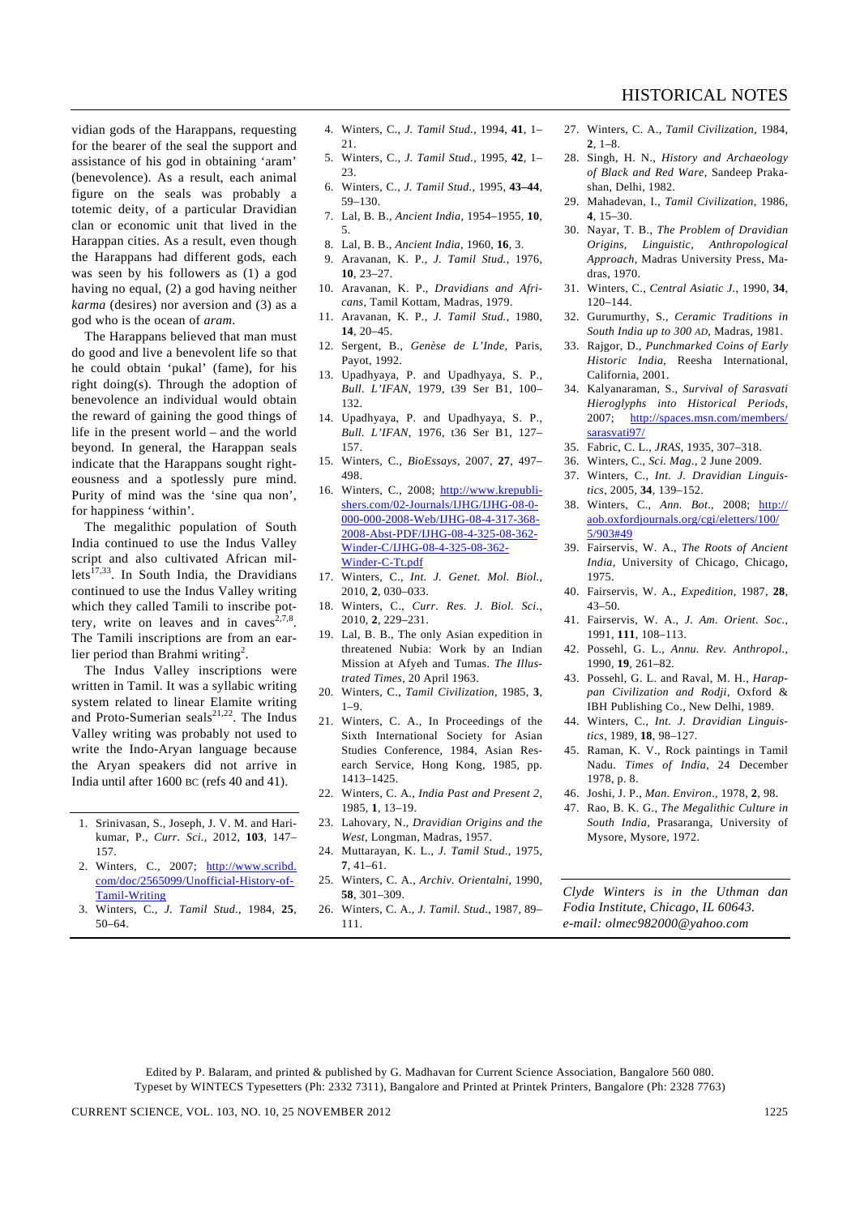vidian gods of the Harappans, requesting for the bearer of the seal the support and assistance of his god in obtaining 'aram' (benevolence). As a result, each animal figure on the seals was probably a totemic deity, of a particular Dravidian clan or economic unit that lived in the Harappan cities. As a result, even though the Harappans had different gods, each was seen by his followers as (1) a god having no equal, (2) a god having neither *karma* (desires) nor aversion and (3) as a god who is the ocean of *aram*.

The Harappans believed that man must do good and live a benevolent life so that he could obtain 'pukal' (fame), for his right doing(s). Through the adoption of benevolence an individual would obtain the reward of gaining the good things of life in the present world – and the world beyond. In general, the Harappan seals indicate that the Harappans sought righteousness and a spotlessly pure mind. Purity of mind was the 'sine qua non', for happiness 'within'.

The megalithic population of South India continued to use the Indus Valley script and also cultivated African millets[17,33]. In South India, the Dravidians continued to use the Indus Valley writing which they called Tamili to inscribe pottery, write on leaves and in caves[2,7,8]. The Tamili inscriptions are from an earlier period than Brahmi writing[2].

The Indus Valley inscriptions were written in Tamil. It was a syllabic writing system related to linear Elamite writing and Proto-Sumerian seals[21,22]. The Indus Valley writing was probably not used to write the Indo-Aryan language because the Aryan speakers did not arrive in India until after 1600 BC (refs 40 and 41).

1. Srinivasan, S., Joseph, J. V. M. and Harikumar, P., *Curr. Sci.*, 2012, **103**, 147–157.
2. Winters, C., 2007; http://www.scribd.com/doc/2565099/Unofficial-History-of-Tamil-Writing
3. Winters, C., *J. Tamil Stud.*, 1984, **25**, 50–64.
4. Winters, C., *J. Tamil Stud.*, 1994, **41**, 1–21.
5. Winters, C., *J. Tamil Stud.*, 1995, **42**, 1–23.
6. Winters, C., *J. Tamil Stud.*, 1995, **43–44**, 59–130.
7. Lal, B. B., *Ancient India*, 1954–1955, **10**, 5.
8. Lal, B. B., *Ancient India*, 1960, **16**, 3.
9. Aravanan, K. P., *J. Tamil Stud.*, 1976, **10**, 23–27.
10. Aravanan, K. P., *Dravidians and Africans*, Tamil Kottam, Madras, 1979.
11. Aravanan, K. P., *J. Tamil Stud.*, 1980, **14**, 20–45.
12. Sergent, B., *Genèse de L'Inde*, Paris, Payot, 1992.
13. Upadhyaya, P. and Upadhyaya, S. P., *Bull. L'IFAN*, 1979, t39 Ser B1, 100–132.
14. Upadhyaya, P. and Upadhyaya, S. P., *Bull. L'IFAN*, 1976, t36 Ser B1, 127–157.
15. Winters, C., *BioEssays*, 2007, **27**, 497–498.
16. Winters, C., 2008; http://www.krepublishers.com/02-Journals/IJHG/IJHG-08-0-000-000-2008-Web/IJHG-08-4-317-368-2008-Abst-PDF/IJHG-08-4-325-08-362-Winder-C/IJHG-08-4-325-08-362-Winder-C-Tt.pdf
17. Winters, C., *Int. J. Genet. Mol. Biol.*, 2010, **2**, 030–033.
18. Winters, C., *Curr. Res. J. Biol. Sci.*, 2010, **2**, 229–231.
19. Lal, B. B., The only Asian expedition in threatened Nubia: Work by an Indian Mission at Afyeh and Tumas. *The Illustrated Times*, 20 April 1963.
20. Winters, C., *Tamil Civilization*, 1985, **3**, 1–9.
21. Winters, C. A., In Proceedings of the Sixth International Society for Asian Studies Conference, 1984, Asian Research Service, Hong Kong, 1985, pp. 1413–1425.
22. Winters, C. A., *India Past and Present 2*, 1985, **1**, 13–19.
23. Lahovary, N., *Dravidian Origins and the West*, Longman, Madras, 1957.
24. Muttarayan, K. L., *J. Tamil Stud.*, 1975, **7**, 41–61.
25. Winters, C. A., *Archiv. Orientalni*, 1990, **58**, 301–309.
26. Winters, C. A., *J. Tamil. Stud.*, 1987, 89–111.
27. Winters, C. A., *Tamil Civilization*, 1984, **2**, 1–8.
28. Singh, H. N., *History and Archaeology of Black and Red Ware*, Sandeep Prakashan, Delhi, 1982.
29. Mahadevan, I., *Tamil Civilization*, 1986, **4**, 15–30.
30. Nayar, T. B., *The Problem of Dravidian Origins, Linguistic, Anthropological Approach*, Madras University Press, Madras, 1970.
31. Winters, C., *Central Asiatic J.*, 1990, **34**, 120–144.
32. Gurumurthy, S., *Ceramic Traditions in South India up to 300 AD*, Madras, 1981.
33. Rajgor, D., *Punchmarked Coins of Early Historic India*, Reesha International, California, 2001.
34. Kalyanaraman, S., *Survival of Sarasvati Hieroglyphs into Historical Periods*, 2007; http://spaces.msn.com/members/sarasvati97/
35. Fabric, C. L., *JRAS*, 1935, 307–318.
36. Winters, C., *Sci. Mag.*, 2 June 2009.
37. Winters, C., *Int. J. Dravidian Linguistics*, 2005, **34**, 139–152.
38. Winters, C., *Ann. Bot.*, 2008; http://aob.oxfordjournals.org/cgi/eletters/100/5/903#49
39. Fairservis, W. A., *The Roots of Ancient India*, University of Chicago, Chicago, 1975.
40. Fairservis, W. A., *Expedition*, 1987, **28**, 43–50.
41. Fairservis, W. A., *J. Am. Orient. Soc.*, 1991, **111**, 108–113.
42. Possehl, G. L., *Annu. Rev. Anthropol.*, 1990, **19**, 261–82.
43. Possehl, G. L. and Raval, M. H., *Harappan Civilization and Rodji*, Oxford & IBH Publishing Co., New Delhi, 1989.
44. Winters, C., *Int. J. Dravidian Linguistics*, 1989, **18**, 98–127.
45. Raman, K. V., Rock paintings in Tamil Nadu. *Times of India*, 24 December 1978, p. 8.
46. Joshi, J. P., *Man. Environ.*, 1978, **2**, 98.
47. Rao, B. K. G., *The Megalithic Culture in South India*, Prasaranga, University of Mysore, Mysore, 1972.

*Clyde Winters is in the Uthman dan Fodia Institute, Chicago, IL 60643.*
*e-mail: olmec982000@yahoo.com*

Edited by P. Balaram, and printed & published by G. Madhavan for Current Science Association, Bangalore 560 080.
Typeset by WINTECS Typesetters (Ph: 2332 7311), Bangalore and Printed at Printek Printers, Bangalore (Ph: 2328 7763)